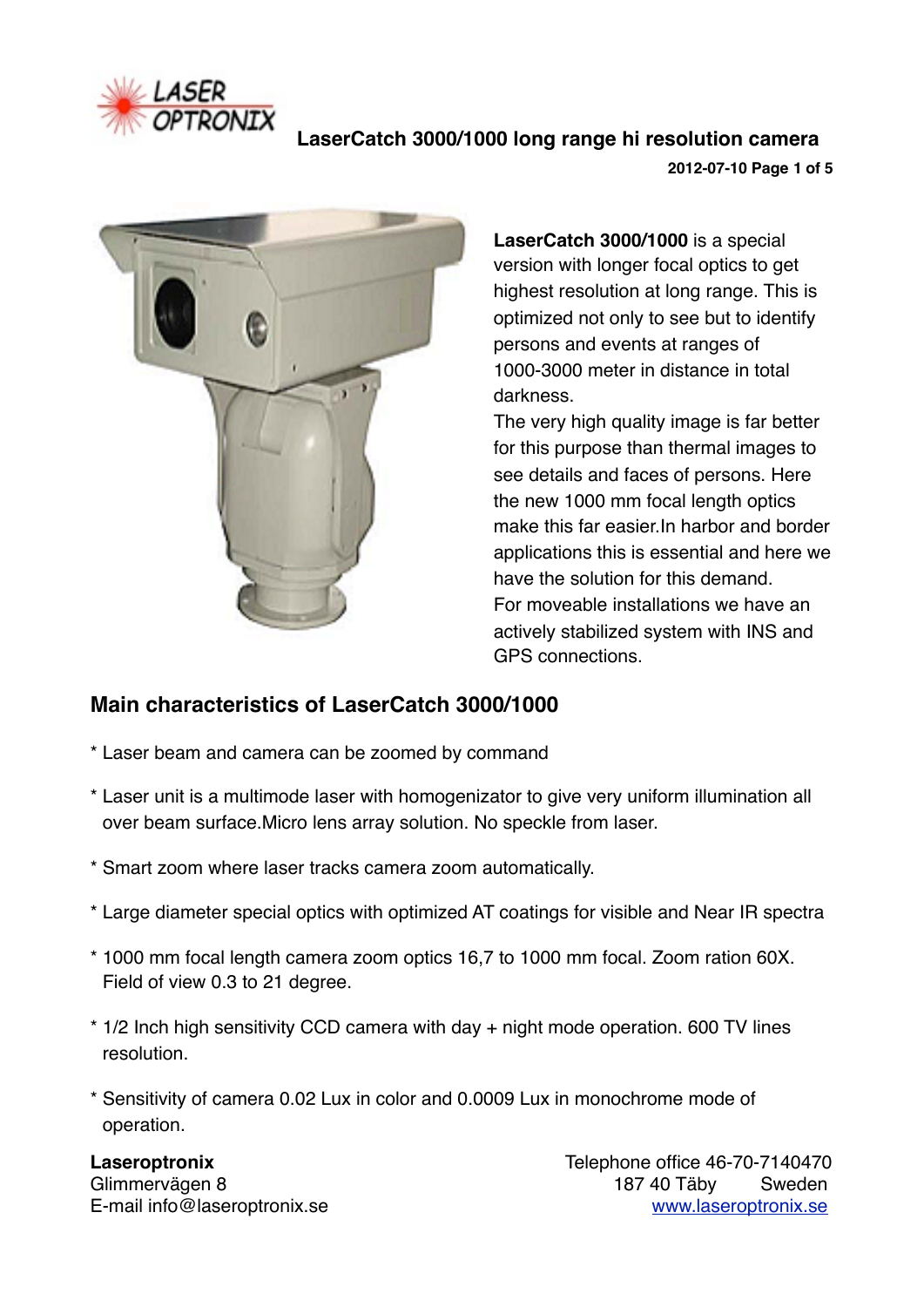LASER OPTRONIX

# LaserCatch 3000/1000 long range hi resolution camera

2012-07-10

**LaserCatch 3000/1000** is a special version with longer focal optics to get highest resolution at long range. This is optimized not only to see but to identify persons and events at ranges of 1000-3000 meter in distance in total darkness.
The very high quality image is far better for this purpose than thermal images to see details and faces of persons. Here the new 1000 mm focal length optics make this far easier.In harbor and border applications this is essential and here we have the solution for this demand.
For moveable installations we have an actively stabilized system with INS and GPS connections.

## Main characteristics of LaserCatch 3000/1000

* Laser beam and camera can be zoomed by command

* Laser unit is a multimode laser with homogenizator to give very uniform illumination all over beam surface.Micro lens array solution. No speckle from laser.

* Smart zoom where laser tracks camera zoom automatically.

* Large diameter special optics with optimized AT coatings for visible and Near IR spectra

* 1000 mm focal length camera zoom optics 16,7 to 1000 mm focal. Zoom ration 60X. Field of view 0.3 to 21 degree.

* 1/2 Inch high sensitivity CCD camera with day + night mode operation. 600 TV lines resolution.

* Sensitivity of camera 0.02 Lux in color and 0.0009 Lux in monochrome mode of operation.

**Laseroptronix**
Glimmervägen 8
E-mail info@laseroptronix.se

Telephone office 46-70-7140470
187 40 Täby Sweden
www.laseroptronix.se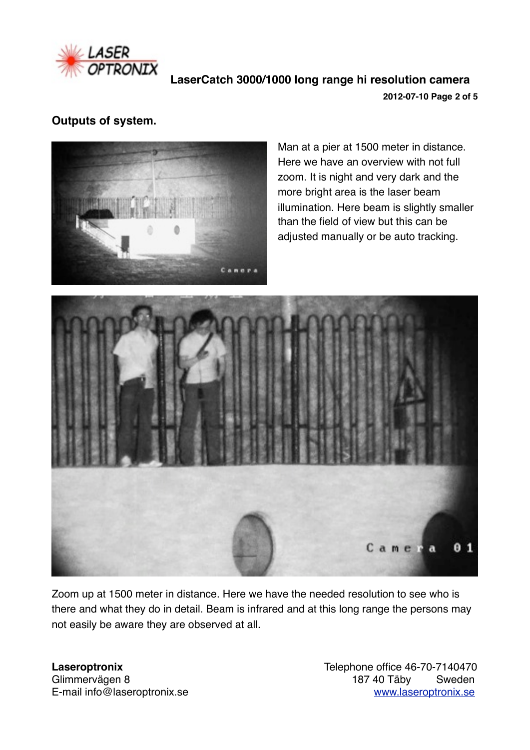## Outputs of system.

Man at a pier at 1500 meter in distance. Here we have an overview with not full zoom. It is night and very dark and the more bright area is the laser beam illumination. Here beam is slightly smaller than the field of view but this can be adjusted manually or be auto tracking.

Zoom up at 1500 meter in distance. Here we have the needed resolution to see who is there and what they do in detail. Beam is infrared and at this long range the persons may not easily be aware they are observed at all.

**Laseroptronix**
Glimmervägen 8
E-mail info@laseroptronix.se

Telephone office 46-70-7140470
187 40 Täby Sweden
www.laseroptronix.se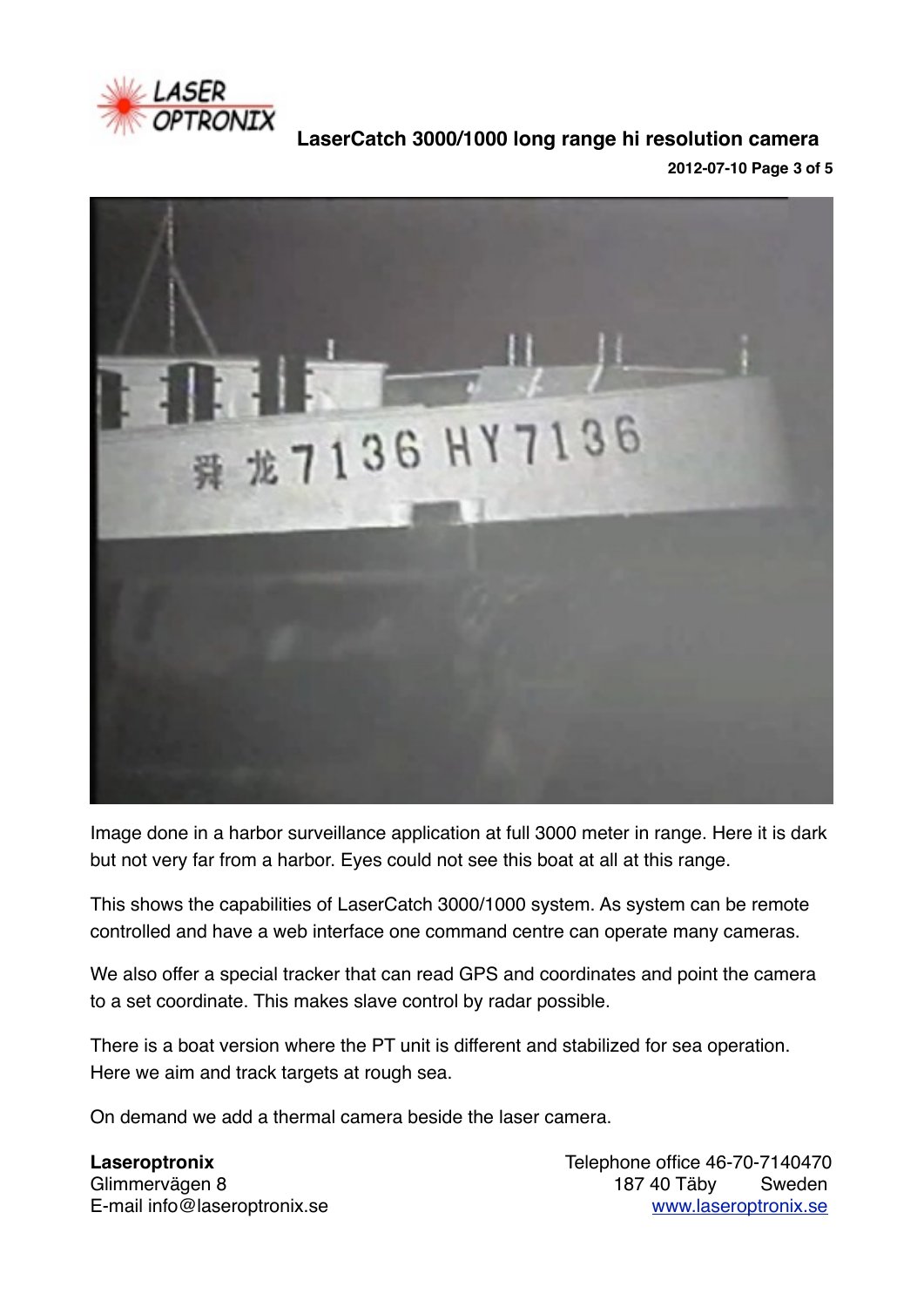Image done in a harbor surveillance application at full 3000 meter in range. Here it is dark but not very far from a harbor. Eyes could not see this boat at all at this range.

This shows the capabilities of LaserCatch 3000/1000 system. As system can be remote controlled and have a web interface one command centre can operate many cameras.

We also offer a special tracker that can read GPS and coordinates and point the camera to a set coordinate. This makes slave control by radar possible.

There is a boat version where the PT unit is different and stabilized for sea operation. Here we aim and track targets at rough sea.

On demand we add a thermal camera beside the laser camera.

**Laseroptronix**
Glimmervägen 8
E-mail info@laseroptronix.se

Telephone office 46-70-7140470
187 40 Täby Sweden
www.laseroptronix.se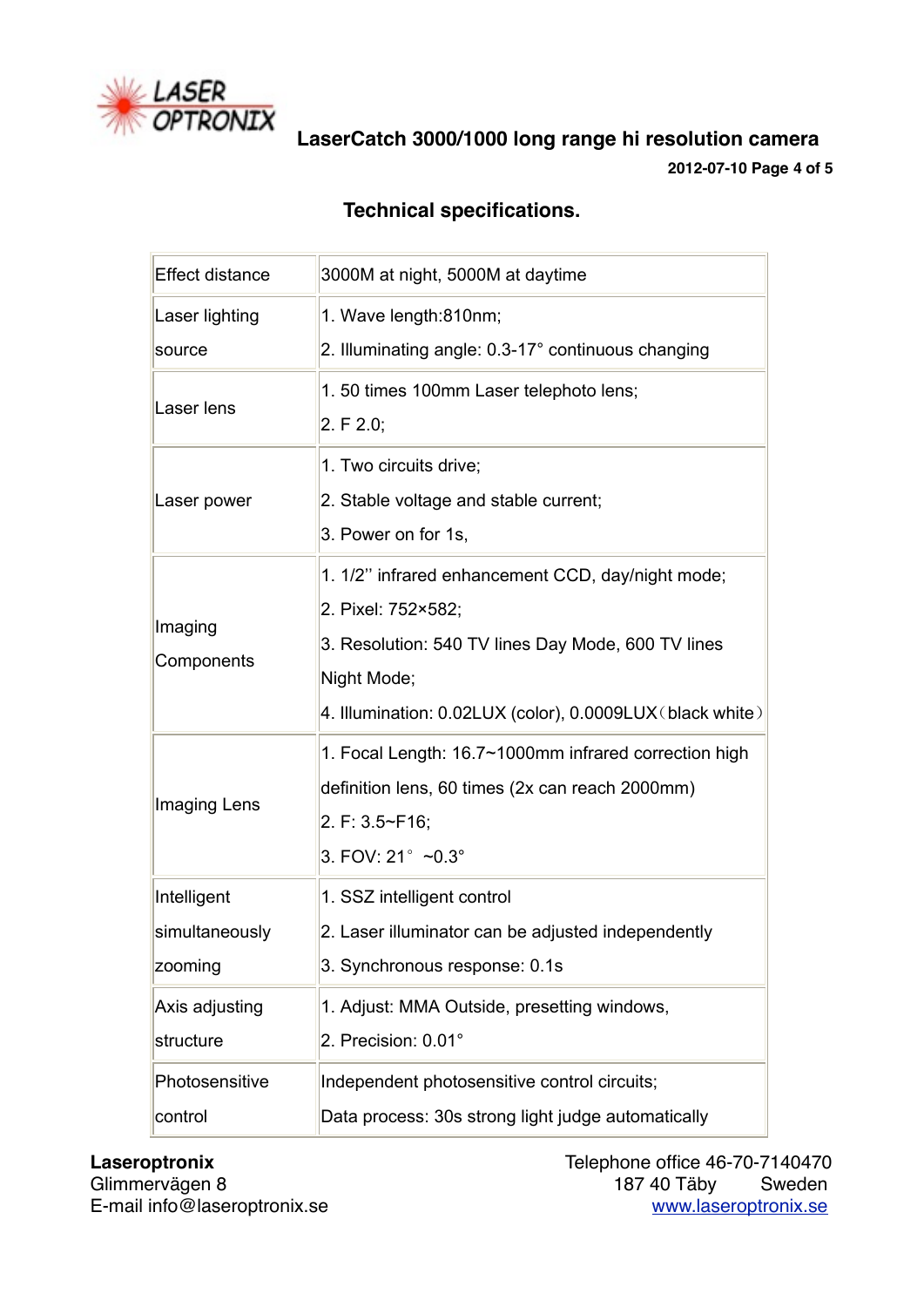## LaserCatch 3000/1000 long range hi resolution camera

**2012-07-10**

### Technical specifications.

| | |
|---|---|
| Effect distance | 3000M at night, 5000M at daytime |
| Laser lighting source | 1. Wave length:810nm;<br>2. Illuminating angle: 0.3-17° continuous changing |
| Laser lens | 1. 50 times 100mm Laser telephoto lens;<br>2. F 2.0; |
| Laser power | 1. Two circuits drive;<br>2. Stable voltage and stable current;<br>3. Power on for 1s, |
| Imaging Components | 1. 1/2'' infrared enhancement CCD, day/night mode;<br>2. Pixel: 752×582;<br>3. Resolution: 540 TV lines Day Mode, 600 TV lines Night Mode;<br>4. Illumination: 0.02LUX (color), 0.0009LUX（black white） |
| Imaging Lens | 1. Focal Length: 16.7~1000mm infrared correction high definition lens, 60 times (2x can reach 2000mm)<br>2. F: 3.5~F16;<br>3. FOV: 21°~0.3° |
| Intelligent simultaneously zooming | 1. SSZ intelligent control<br>2. Laser illuminator can be adjusted independently<br>3. Synchronous response: 0.1s |
| Axis adjusting structure | 1. Adjust: MMA Outside, presetting windows,<br>2. Precision: 0.01° |
| Photosensitive control | Independent photosensitive control circuits;<br>Data process: 30s strong light judge automatically |

**Laseroptronix**
Glimmervägen 8
E-mail info@laseroptronix.se

Telephone office 46-70-7140470
187 40 Täby Sweden
www.laseroptronix.se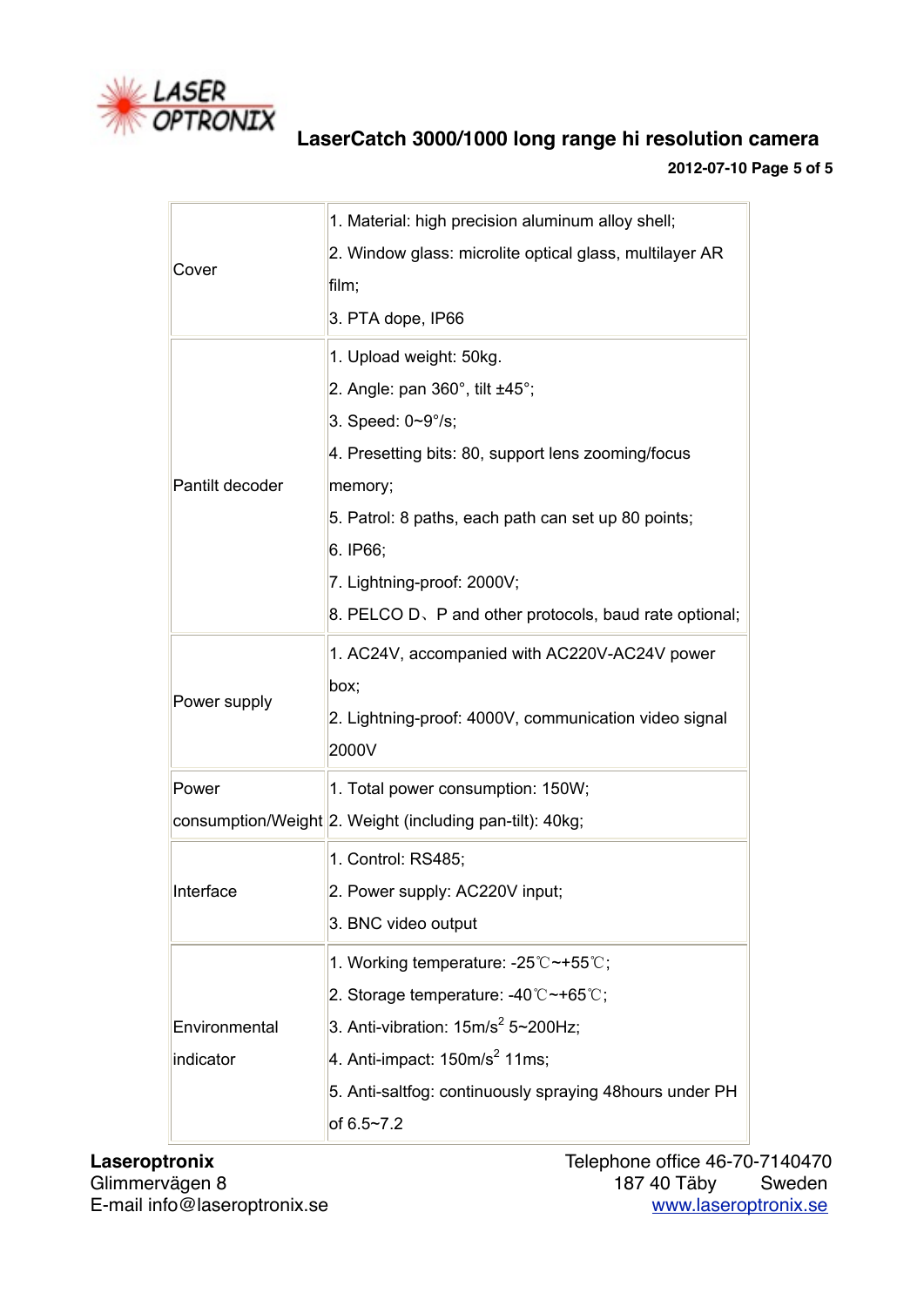| | |
|---|---|
| Cover | 1. Material: high precision aluminum alloy shell;<br>2. Window glass: microlite optical glass, multilayer AR film;<br>3. PTA dope, IP66 |
| Pantilt decoder | 1. Upload weight: 50kg.<br>2. Angle: pan 360°, tilt ±45°;<br>3. Speed: 0~9°/s;<br>4. Presetting bits: 80, support lens zooming/focus memory;<br>5. Patrol: 8 paths, each path can set up 80 points;<br>6. IP66;<br>7. Lightning-proof: 2000V;<br>8. PELCO D、P and other protocols, baud rate optional; |
| Power supply | 1. AC24V, accompanied with AC220V-AC24V power box;<br>2. Lightning-proof: 4000V, communication video signal 2000V |
| Power consumption/Weight | 1. Total power consumption: 150W;<br>2. Weight (including pan-tilt): 40kg; |
| Interface | 1. Control: RS485;<br>2. Power supply: AC220V input;<br>3. BNC video output |
| Environmental indicator | 1. Working temperature: -25℃~+55℃;<br>2. Storage temperature: -40℃~+65℃;<br>3. Anti-vibration: 15m/s$^2$ 5~200Hz;<br>4. Anti-impact: 150m/s$^2$ 11ms;<br>5. Anti-saltfog: continuously spraying 48hours under PH of 6.5~7.2 |

**Laseroptronix**
Glimmervägen 8
E-mail info@laseroptronix.se

Telephone office 46-70-7140470
187 40 Täby Sweden
www.laseroptronix.se